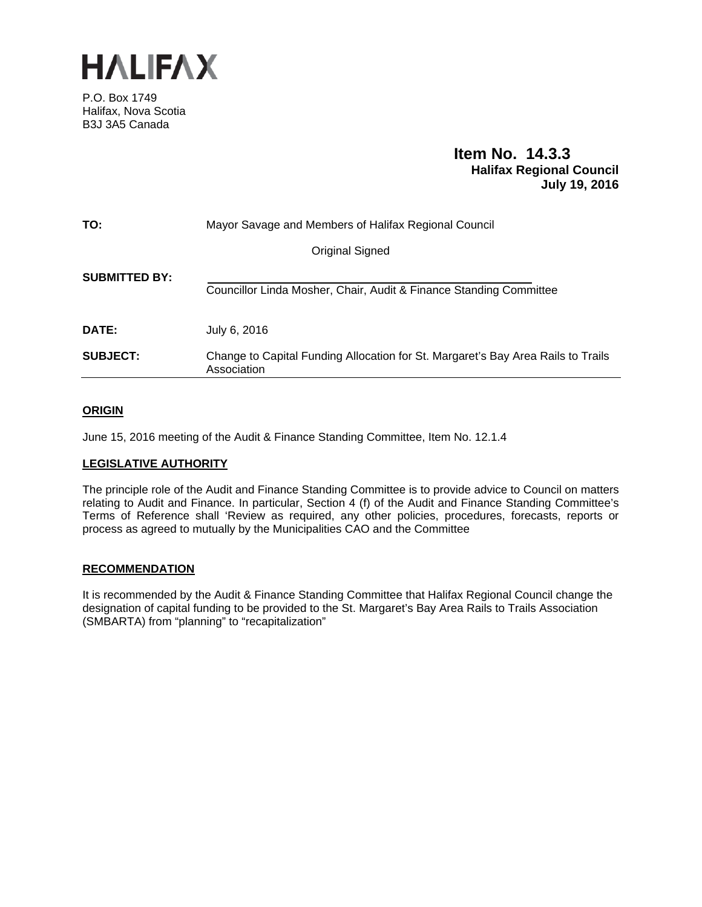# HALIFAX

P.O. Box 1749
Halifax, Nova Scotia
B3J 3A5 Canada

**Item No. 14.3.3**
**Halifax Regional Council**
**July 19, 2016**

| | |
|---|---|
| **TO:** | Mayor Savage and Members of Halifax Regional Council |
| | Original Signed |
| **SUBMITTED BY:** | Councillor Linda Mosher, Chair, Audit & Finance Standing Committee |
| **DATE:** | July 6, 2016 |
| **SUBJECT:** | Change to Capital Funding Allocation for St. Margaret's Bay Area Rails to Trails Association |

## ORIGIN

June 15, 2016 meeting of the Audit & Finance Standing Committee, Item No. 12.1.4

## LEGISLATIVE AUTHORITY

The principle role of the Audit and Finance Standing Committee is to provide advice to Council on matters relating to Audit and Finance. In particular, Section 4 (f) of the Audit and Finance Standing Committee's Terms of Reference shall 'Review as required, any other policies, procedures, forecasts, reports or process as agreed to mutually by the Municipalities CAO and the Committee

## RECOMMENDATION

It is recommended by the Audit & Finance Standing Committee that Halifax Regional Council change the designation of capital funding to be provided to the St. Margaret's Bay Area Rails to Trails Association (SMBARTA) from "planning" to "recapitalization"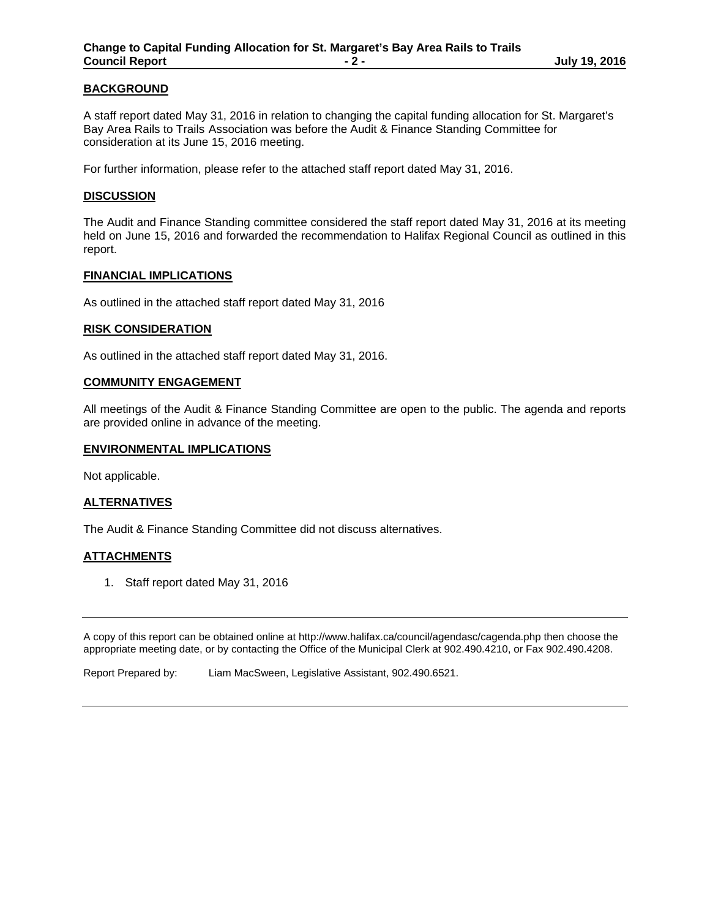## BACKGROUND

A staff report dated May 31, 2016 in relation to changing the capital funding allocation for St. Margaret's Bay Area Rails to Trails Association was before the Audit & Finance Standing Committee for consideration at its June 15, 2016 meeting.

For further information, please refer to the attached staff report dated May 31, 2016.

## DISCUSSION

The Audit and Finance Standing committee considered the staff report dated May 31, 2016 at its meeting held on June 15, 2016 and forwarded the recommendation to Halifax Regional Council as outlined in this report.

## FINANCIAL IMPLICATIONS

As outlined in the attached staff report dated May 31, 2016

## RISK CONSIDERATION

As outlined in the attached staff report dated May 31, 2016.

## COMMUNITY ENGAGEMENT

All meetings of the Audit & Finance Standing Committee are open to the public. The agenda and reports are provided online in advance of the meeting.

## ENVIRONMENTAL IMPLICATIONS

Not applicable.

## ALTERNATIVES

The Audit & Finance Standing Committee did not discuss alternatives.

## ATTACHMENTS

1. Staff report dated May 31, 2016

---

A copy of this report can be obtained online at http://www.halifax.ca/council/agendasc/cagenda.php then choose the appropriate meeting date, or by contacting the Office of the Municipal Clerk at 902.490.4210, or Fax 902.490.4208.

Report Prepared by: Liam MacSween, Legislative Assistant, 902.490.6521.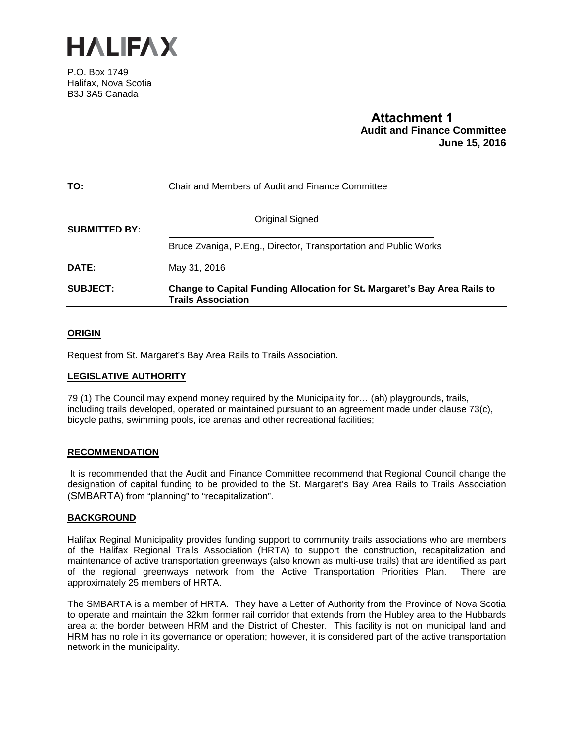# HALIFAX

P.O. Box 1749
Halifax, Nova Scotia
B3J 3A5 Canada

**Attachment 1**
**Audit and Finance Committee**
**June 15, 2016**

| | |
|---|---|
| **TO:** | Chair and Members of Audit and Finance Committee |
| **SUBMITTED BY:** | Original Signed<br>Bruce Zvaniga, P.Eng., Director, Transportation and Public Works |
| **DATE:** | May 31, 2016 |
| **SUBJECT:** | **Change to Capital Funding Allocation for St. Margaret's Bay Area Rails to Trails Association** |

## ORIGIN

Request from St. Margaret's Bay Area Rails to Trails Association.

## LEGISLATIVE AUTHORITY

79 (1) The Council may expend money required by the Municipality for… (ah) playgrounds, trails, including trails developed, operated or maintained pursuant to an agreement made under clause 73(c), bicycle paths, swimming pools, ice arenas and other recreational facilities;

## RECOMMENDATION

It is recommended that the Audit and Finance Committee recommend that Regional Council change the designation of capital funding to be provided to the St. Margaret's Bay Area Rails to Trails Association (SMBARTA) from "planning" to "recapitalization".

## BACKGROUND

Halifax Reginal Municipality provides funding support to community trails associations who are members of the Halifax Regional Trails Association (HRTA) to support the construction, recapitalization and maintenance of active transportation greenways (also known as multi-use trails) that are identified as part of the regional greenways network from the Active Transportation Priorities Plan. There are approximately 25 members of HRTA.

The SMBARTA is a member of HRTA. They have a Letter of Authority from the Province of Nova Scotia to operate and maintain the 32km former rail corridor that extends from the Hubley area to the Hubbards area at the border between HRM and the District of Chester. This facility is not on municipal land and HRM has no role in its governance or operation; however, it is considered part of the active transportation network in the municipality.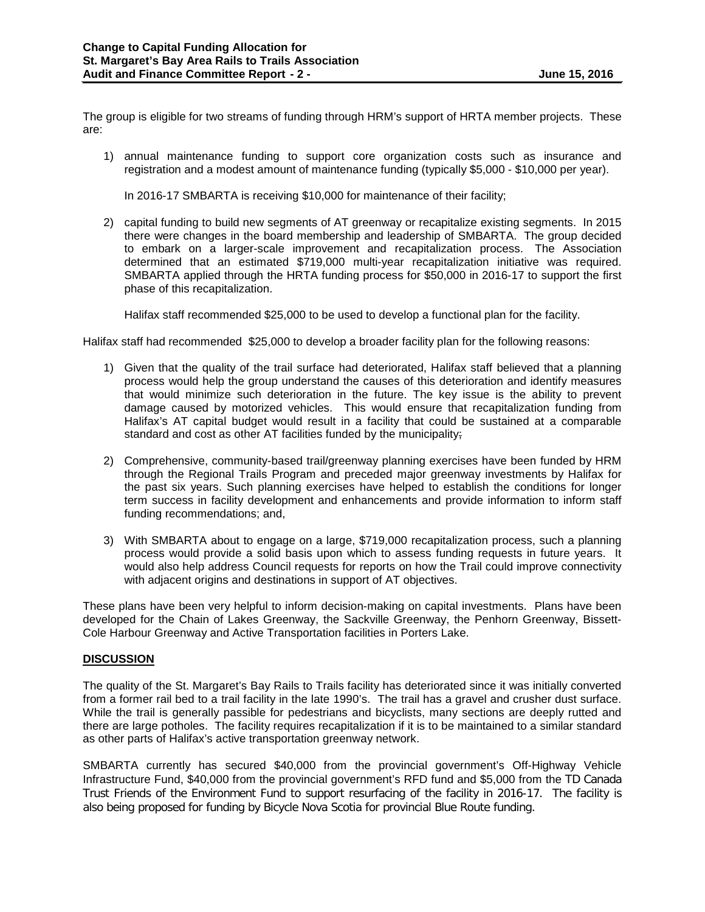The group is eligible for two streams of funding through HRM's support of HRTA member projects. These are:

1) annual maintenance funding to support core organization costs such as insurance and registration and a modest amount of maintenance funding (typically $5,000 - $10,000 per year).

   In 2016-17 SMBARTA is receiving $10,000 for maintenance of their facility;

2) capital funding to build new segments of AT greenway or recapitalize existing segments. In 2015 there were changes in the board membership and leadership of SMBARTA. The group decided to embark on a larger-scale improvement and recapitalization process. The Association determined that an estimated $719,000 multi-year recapitalization initiative was required. SMBARTA applied through the HRTA funding process for $50,000 in 2016-17 to support the first phase of this recapitalization.

   Halifax staff recommended $25,000 to be used to develop a functional plan for the facility.

Halifax staff had recommended $25,000 to develop a broader facility plan for the following reasons:

1) Given that the quality of the trail surface had deteriorated, Halifax staff believed that a planning process would help the group understand the causes of this deterioration and identify measures that would minimize such deterioration in the future. The key issue is the ability to prevent damage caused by motorized vehicles. This would ensure that recapitalization funding from Halifax's AT capital budget would result in a facility that could be sustained at a comparable standard and cost as other AT facilities funded by the municipality;

2) Comprehensive, community-based trail/greenway planning exercises have been funded by HRM through the Regional Trails Program and preceded major greenway investments by Halifax for the past six years. Such planning exercises have helped to establish the conditions for longer term success in facility development and enhancements and provide information to inform staff funding recommendations; and,

3) With SMBARTA about to engage on a large, $719,000 recapitalization process, such a planning process would provide a solid basis upon which to assess funding requests in future years. It would also help address Council requests for reports on how the Trail could improve connectivity with adjacent origins and destinations in support of AT objectives.

These plans have been very helpful to inform decision-making on capital investments. Plans have been developed for the Chain of Lakes Greenway, the Sackville Greenway, the Penhorn Greenway, Bissett-Cole Harbour Greenway and Active Transportation facilities in Porters Lake.

## DISCUSSION

The quality of the St. Margaret's Bay Rails to Trails facility has deteriorated since it was initially converted from a former rail bed to a trail facility in the late 1990's. The trail has a gravel and crusher dust surface. While the trail is generally passible for pedestrians and bicyclists, many sections are deeply rutted and there are large potholes. The facility requires recapitalization if it is to be maintained to a similar standard as other parts of Halifax's active transportation greenway network.

SMBARTA currently has secured $40,000 from the provincial government's Off-Highway Vehicle Infrastructure Fund, $40,000 from the provincial government's RFD fund and $5,000 from the TD Canada Trust Friends of the Environment Fund to support resurfacing of the facility in 2016-17. The facility is also being proposed for funding by Bicycle Nova Scotia for provincial Blue Route funding.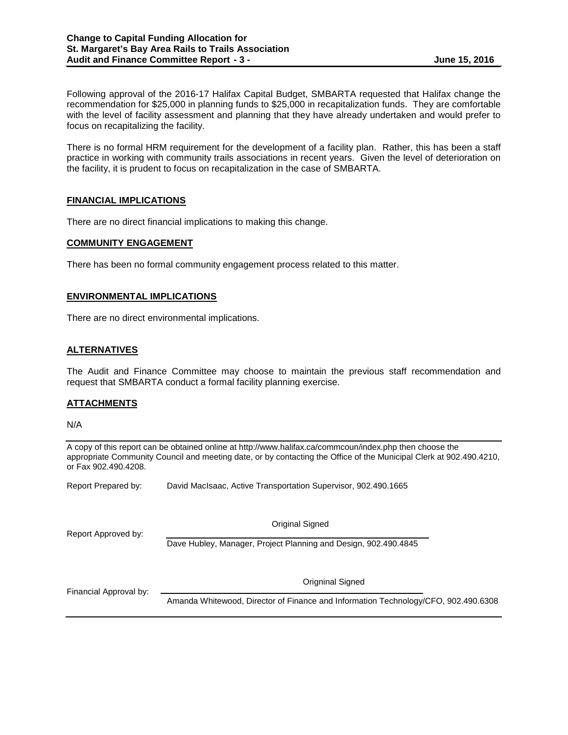Following approval of the 2016-17 Halifax Capital Budget, SMBARTA requested that Halifax change the recommendation for $25,000 in planning funds to $25,000 in recapitalization funds. They are comfortable with the level of facility assessment and planning that they have already undertaken and would prefer to focus on recapitalizing the facility.

There is no formal HRM requirement for the development of a facility plan. Rather, this has been a staff practice in working with community trails associations in recent years. Given the level of deterioration on the facility, it is prudent to focus on recapitalization in the case of SMBARTA.

## FINANCIAL IMPLICATIONS

There are no direct financial implications to making this change.

## COMMUNITY ENGAGEMENT

There has been no formal community engagement process related to this matter.

## ENVIRONMENTAL IMPLICATIONS

There are no direct environmental implications.

## ALTERNATIVES

The Audit and Finance Committee may choose to maintain the previous staff recommendation and request that SMBARTA conduct a formal facility planning exercise.

## ATTACHMENTS

N/A

---

A copy of this report can be obtained online at http://www.halifax.ca/commcoun/index.php then choose the appropriate Community Council and meeting date, or by contacting the Office of the Municipal Clerk at 902.490.4210, or Fax 902.490.4208.

Report Prepared by: David MacIsaac, Active Transportation Supervisor, 902.490.1665

Report Approved by: Original Signed
Dave Hubley, Manager, Project Planning and Design, 902.490.4845

Financial Approval by: Origninal Signed
Amanda Whitewood, Director of Finance and Information Technology/CFO, 902.490.6308